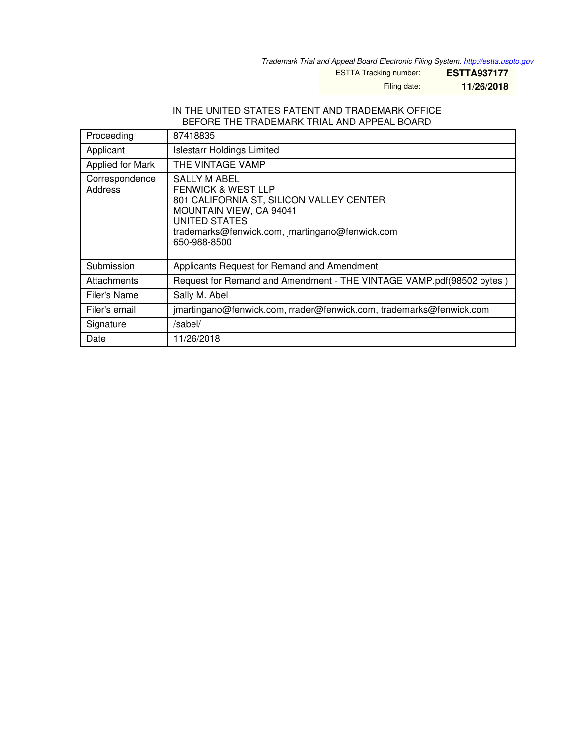*Trademark Trial and Appeal Board Electronic Filing System. http://estta.uspto.gov*

ESTTA Tracking number: **ESTTA937177**

Filing date: **11/26/2018**

IN THE UNITED STATES PATENT AND TRADEMARK OFFICE
BEFORE THE TRADEMARK TRIAL AND APPEAL BOARD

| Proceeding | 87418835 |
|---|---|
| Applicant | Islestarr Holdings Limited |
| Applied for Mark | THE VINTAGE VAMP |
| Correspondence Address | SALLY M ABEL<br>FENWICK & WEST LLP<br>801 CALIFORNIA ST, SILICON VALLEY CENTER<br>MOUNTAIN VIEW, CA 94041<br>UNITED STATES<br>trademarks@fenwick.com, jmartingano@fenwick.com<br>650-988-8500 |
| Submission | Applicants Request for Remand and Amendment |
| Attachments | Request for Remand and Amendment - THE VINTAGE VAMP.pdf(98502 bytes ) |
| Filer's Name | Sally M. Abel |
| Filer's email | jmartingano@fenwick.com, rrader@fenwick.com, trademarks@fenwick.com |
| Signature | /sabel/ |
| Date | 11/26/2018 |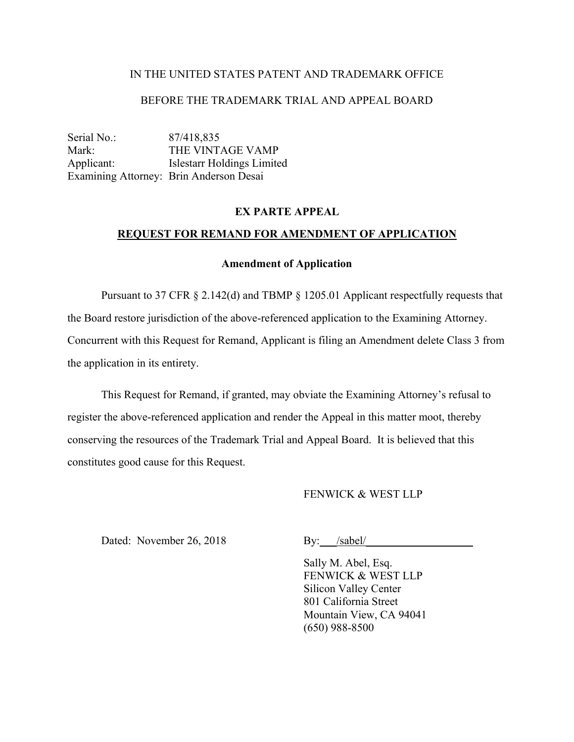IN THE UNITED STATES PATENT AND TRADEMARK OFFICE

BEFORE THE TRADEMARK TRIAL AND APPEAL BOARD

Serial No.: 87/418,835
Mark: THE VINTAGE VAMP
Applicant: Islestarr Holdings Limited
Examining Attorney: Brin Anderson Desai

**EX PARTE APPEAL**

**REQUEST FOR REMAND FOR AMENDMENT OF APPLICATION**

**Amendment of Application**

Pursuant to 37 CFR § 2.142(d) and TBMP § 1205.01 Applicant respectfully requests that the Board restore jurisdiction of the above-referenced application to the Examining Attorney. Concurrent with this Request for Remand, Applicant is filing an Amendment delete Class 3 from the application in its entirety.

This Request for Remand, if granted, may obviate the Examining Attorney's refusal to register the above-referenced application and render the Appeal in this matter moot, thereby conserving the resources of the Trademark Trial and Appeal Board. It is believed that this constitutes good cause for this Request.

FENWICK & WEST LLP

Dated: November 26, 2018

By: /sabel/

Sally M. Abel, Esq.
FENWICK & WEST LLP
Silicon Valley Center
801 California Street
Mountain View, CA 94041
(650) 988-8500